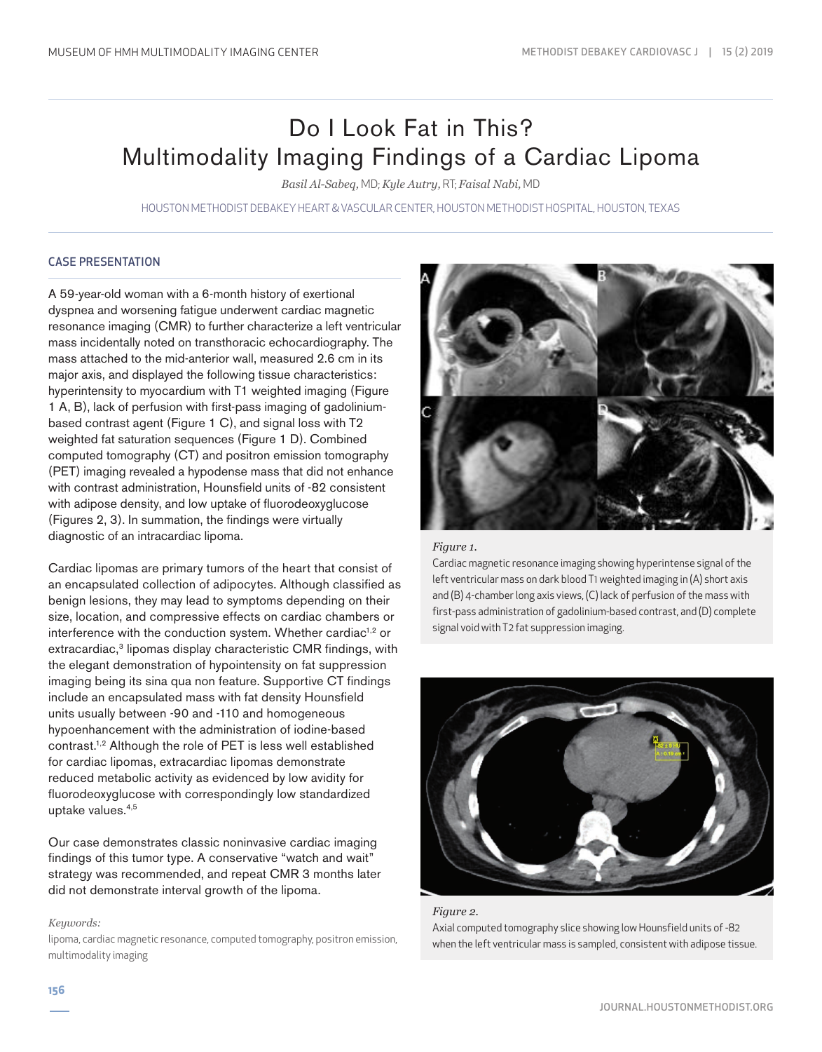# Do I Look Fat in This? Multimodality Imaging Findings of a Cardiac Lipoma

*Basil Al-Sabeq,* MD; *Kyle Autry,* RT; *Faisal Nabi,* MD

HOUSTON METHODIST DEBAKEY HEART & VASCULAR CENTER, HOUSTON METHODIST HOSPITAL, HOUSTON, TEXAS

## CASE PRESENTATION

A 59-year-old woman with a 6-month history of exertional dyspnea and worsening fatigue underwent cardiac magnetic resonance imaging (CMR) to further characterize a left ventricular mass incidentally noted on transthoracic echocardiography. The mass attached to the mid-anterior wall, measured 2.6 cm in its major axis, and displayed the following tissue characteristics: hyperintensity to myocardium with T1 weighted imaging (Figure 1 A, B), lack of perfusion with first-pass imaging of gadolinium-based contrast agent (Figure 1 C), and signal loss with T2 weighted fat saturation sequences (Figure 1 D). Combined computed tomography (CT) and positron emission tomography (PET) imaging revealed a hypodense mass that did not enhance with contrast administration, Hounsfield units of -82 consistent with adipose density, and low uptake of fluorodeoxyglucose (Figures 2, 3). In summation, the findings were virtually diagnostic of an intracardiac lipoma.

Cardiac lipomas are primary tumors of the heart that consist of an encapsulated collection of adipocytes. Although classified as benign lesions, they may lead to symptoms depending on their size, location, and compressive effects on cardiac chambers or interference with the conduction system. Whether cardiac[1,2] or extracardiac,[3] lipomas display characteristic CMR findings, with the elegant demonstration of hypointensity on fat suppression imaging being its sina qua non feature. Supportive CT findings include an encapsulated mass with fat density Hounsfield units usually between -90 and -110 and homogeneous hypoenhancement with the administration of iodine-based contrast.[1,2] Although the role of PET is less well established for cardiac lipomas, extracardiac lipomas demonstrate reduced metabolic activity as evidenced by low avidity for fluorodeoxyglucose with correspondingly low standardized uptake values.[4,5]

Our case demonstrates classic noninvasive cardiac imaging findings of this tumor type. A conservative "watch and wait" strategy was recommended, and repeat CMR 3 months later did not demonstrate interval growth of the lipoma.

*Keywords:*
lipoma, cardiac magnetic resonance, computed tomography, positron emission, multimodality imaging

*Figure 1.*
Cardiac magnetic resonance imaging showing hyperintense signal of the left ventricular mass on dark blood T1 weighted imaging in (A) short axis and (B) 4-chamber long axis views, (C) lack of perfusion of the mass with first-pass administration of gadolinium-based contrast, and (D) complete signal void with T2 fat suppression imaging.

*Figure 2.*
Axial computed tomography slice showing low Hounsfield units of -82 when the left ventricular mass is sampled, consistent with adipose tissue.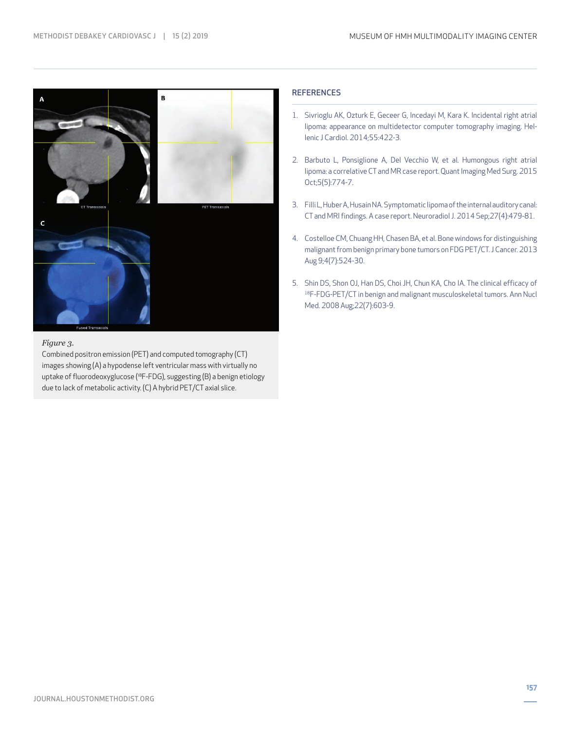*Figure 3.*
Combined positron emission (PET) and computed tomography (CT) images showing (A) a hypodense left ventricular mass with virtually no uptake of fluorodeoxyglucose ($^{18}$F-FDG), suggesting (B) a benign etiology due to lack of metabolic activity. (C) A hybrid PET/CT axial slice.

## REFERENCES

1. Sivrioglu AK, Ozturk E, Geceer G, Incedayi M, Kara K. Incidental right atrial lipoma: appearance on multidetector computer tomography imaging. Hellenic J Cardiol. 2014;55:422-3.
2. Barbuto L, Ponsiglione A, Del Vecchio W, et al. Humongous right atrial lipoma: a correlative CT and MR case report. Quant Imaging Med Surg. 2015 Oct;5(5):774-7.
3. Filli L, Huber A, Husain NA. Symptomatic lipoma of the internal auditory canal: CT and MRI findings. A case report. Neuroradiol J. 2014 Sep;27(4):479-81.
4. Costelloe CM, Chuang HH, Chasen BA, et al. Bone windows for distinguishing malignant from benign primary bone tumors on FDG PET/CT. J Cancer. 2013 Aug 9;4(7):524-30.
5. Shin DS, Shon OJ, Han DS, Choi JH, Chun KA, Cho IA. The clinical efficacy of $^{18}$F-FDG-PET/CT in benign and malignant musculoskeletal tumors. Ann Nucl Med. 2008 Aug;22(7):603-9.